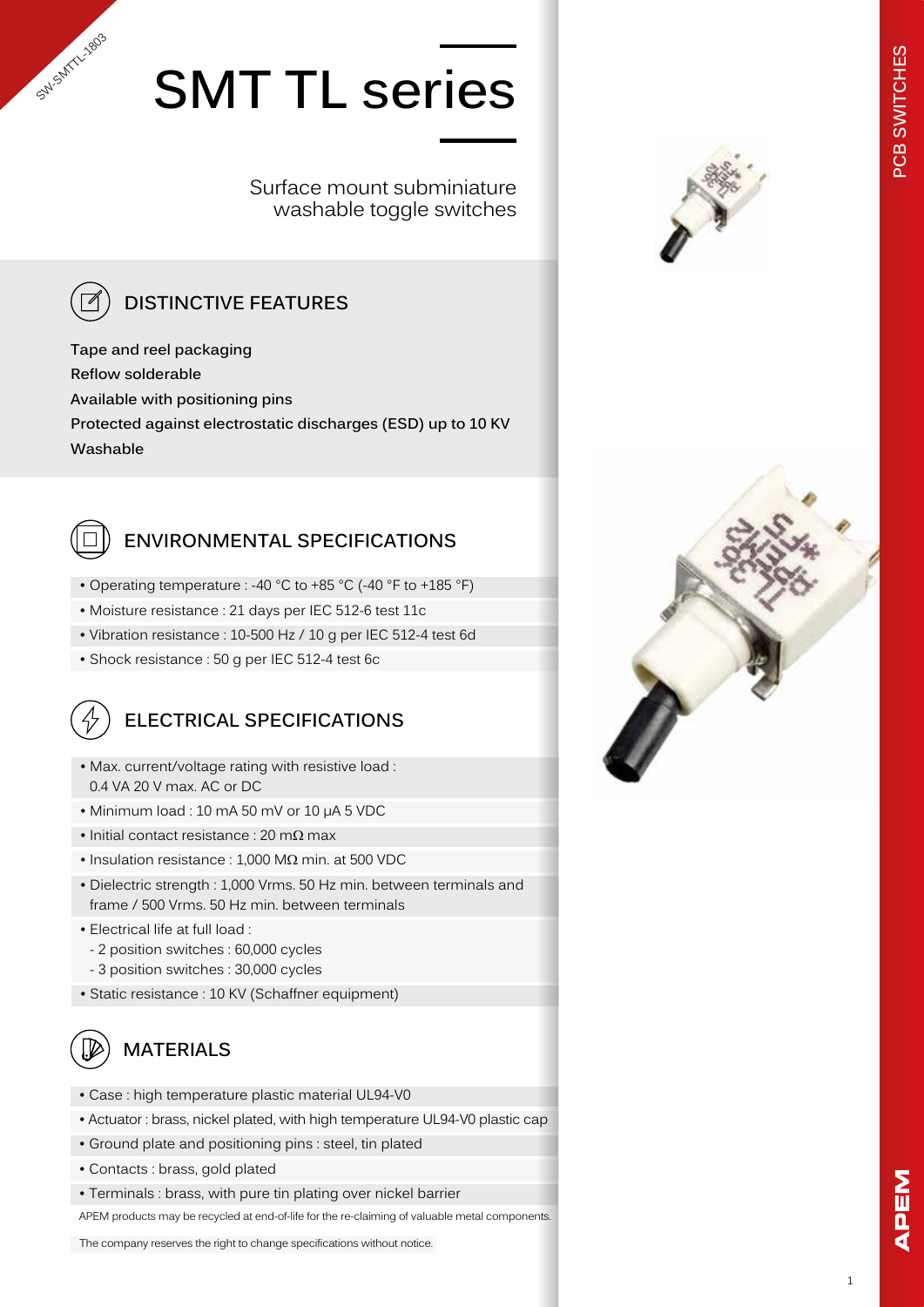# SMT TL series

Surface mount subminiature washable toggle switches

## DISTINCTIVE FEATURES

**Tape and reel packaging**
**Reflow solderable**
**Available with positioning pins**
**Protected against electrostatic discharges (ESD) up to 10 KV**
**Washable**

## ENVIRONMENTAL SPECIFICATIONS

- Operating temperature : -40 °C to +85 °C (-40 °F to +185 °F)
- Moisture resistance : 21 days per IEC 512-6 test 11c
- Vibration resistance : 10-500 Hz / 10 g per IEC 512-4 test 6d
- Shock resistance : 50 g per IEC 512-4 test 6c

## ELECTRICAL SPECIFICATIONS

- Max. current/voltage rating with resistive load : 0.4 VA 20 V max. AC or DC
- Minimum load : 10 mA 50 mV or 10 µA 5 VDC
- Initial contact resistance : 20 mΩ max
- Insulation resistance : 1,000 MΩ min. at 500 VDC
- Dielectric strength : 1,000 Vrms. 50 Hz min. between terminals and frame / 500 Vrms. 50 Hz min. between terminals
- Electrical life at full load :
  - 2 position switches : 60,000 cycles
  - 3 position switches : 30,000 cycles
- Static resistance : 10 KV (Schaffner equipment)

## MATERIALS

- Case : high temperature plastic material UL94-V0
- Actuator : brass, nickel plated, with high temperature UL94-V0 plastic cap
- Ground plate and positioning pins : steel, tin plated
- Contacts : brass, gold plated
- Terminals : brass, with pure tin plating over nickel barrier

APEM products may be recycled at end-of-life for the re-claiming of valuable metal components.

The company reserves the right to change specifications without notice.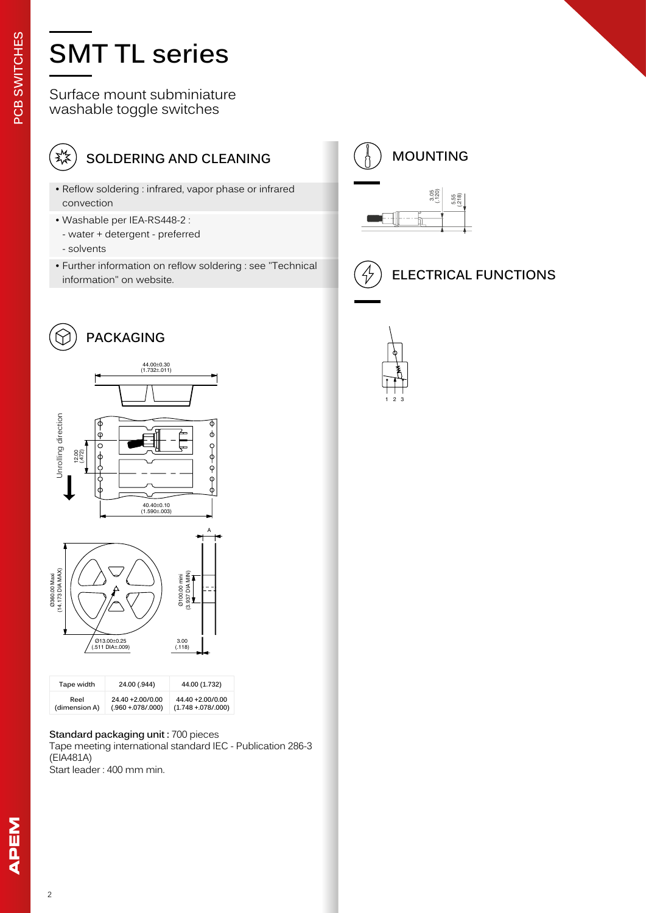# SMT TL series

Surface mount subminiature washable toggle switches

## SOLDERING AND CLEANING

- Reflow soldering : infrared, vapor phase or infrared convection
- Washable per IEA-RS448-2 :
  - water + detergent - preferred
  - solvents
- Further information on reflow soldering : see "Technical information" on website.

## PACKAGING

44.00±0.30 (1.732±.011)

Unrolling direction

12.00 (.472)

40.40±0.10 (1.590±.003)

A

Ø360.00 Maxi (14.173 DIA MAX)

Ø100.00 mini (3.937 DIA MIN)

Ø13.00±0.25 (.511 DIA±.009)

3.00 (.118)

| Tape width | 24.00 (.944) | 44.00 (1.732) |
| --- | --- | --- |
| Reel (dimension A) | 24.40 +2.00/0.00 (.960 +.078/.000) | 44.40 +2.00/0.00 (1.748 +.078/.000) |

**Standard packaging unit :** 700 pieces
Tape meeting international standard IEC - Publication 286-3 (EIA481A)
Start leader : 400 mm min.

## MOUNTING

3.05 (.120)

5.55 (.218)

## ELECTRICAL FUNCTIONS

1 2 3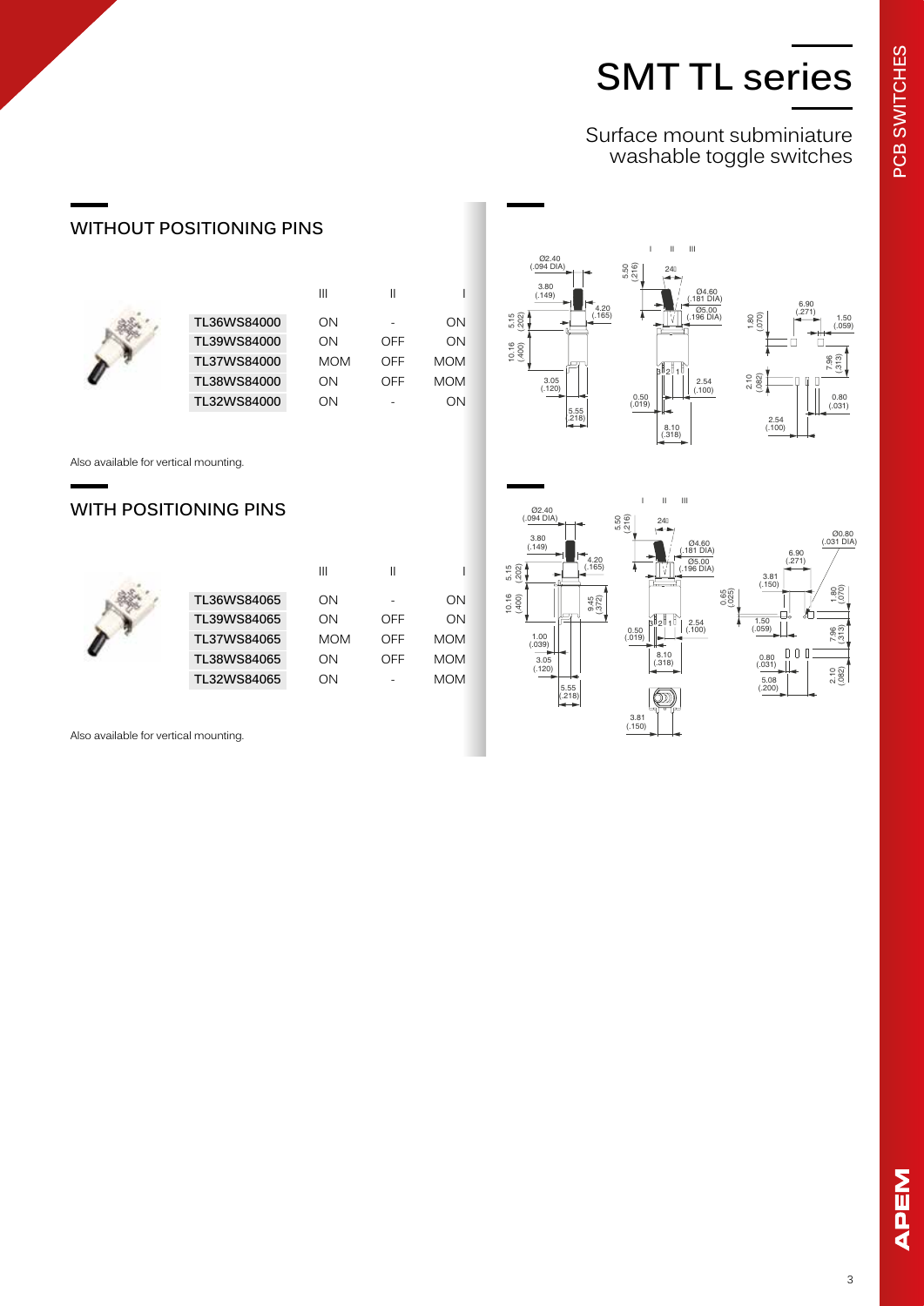# SMT TL series

Surface mount subminiature washable toggle switches

## WITHOUT POSITIONING PINS

| | III | II | I |
|---|---|---|---|
| TL36WS84000 | ON | - | ON |
| TL39WS84000 | ON | OFF | ON |
| TL37WS84000 | MOM | OFF | MOM |
| TL38WS84000 | ON | OFF | MOM |
| TL32WS84000 | ON | - | ON |

Also available for vertical mounting.

I II III

Ø2.40 (.094 DIA)
3.80 (.149)
4.20 (.165)
5.15 (.202)
10.16 (.400)
3.05 (.120)
5.55 (.218)
5.50 (.216)
24°
Ø4.60 (.181 DIA)
Ø5.00 (.196 DIA)
0.50 (.019)
2.54 (.100)
8.10 (.318)
1.80 (.070)
6.90 (.271)
1.50 (.059)
7.96 (.313)
2.10 (.082)
0.80 (.031)
2.54 (.100)

## WITH POSITIONING PINS

| | III | II | I |
|---|---|---|---|
| TL36WS84065 | ON | - | ON |
| TL39WS84065 | ON | OFF | ON |
| TL37WS84065 | MOM | OFF | MOM |
| TL38WS84065 | ON | OFF | MOM |
| TL32WS84065 | ON | - | MOM |

Also available for vertical mounting.

I II III

Ø2.40 (.094 DIA)
3.80 (.149)
4.20 (.165)
5.15 (.202)
10.16 (.400)
9.45 (.372)
1.00 (.039)
3.05 (.120)
5.55 (.218)
5.50 (.216)
24°
Ø4.60 (.181 DIA)
Ø5.00 (.196 DIA)
0.50 (.019)
2.54 (.100)
8.10 (.318)
3.81 (.150)
Ø0.80 (.031 DIA)
6.90 (.271)
3.81 (.150)
0.65 (.025)
1.80 (.070)
1.50 (.059)
7.96 (.313)
0.80 (.031)
5.08 (.200)
2.10 (.082)